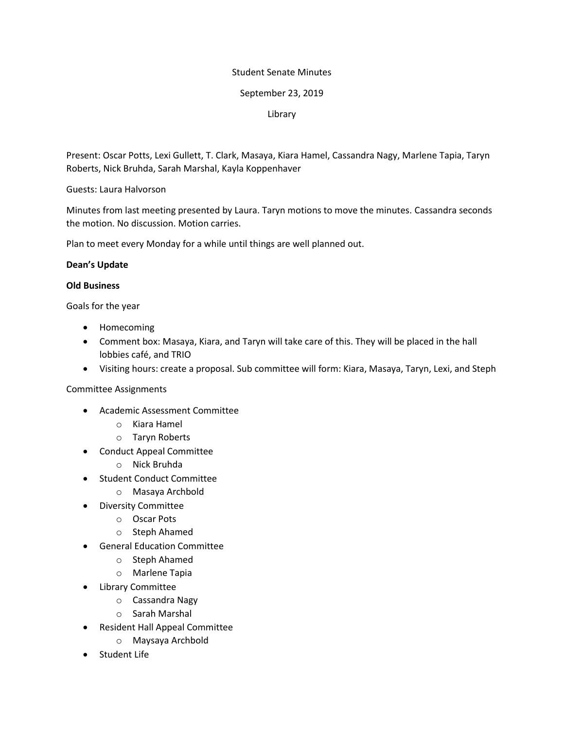Student Senate Minutes

September 23, 2019

Library

Present: Oscar Potts, Lexi Gullett, T. Clark, Masaya, Kiara Hamel, Cassandra Nagy, Marlene Tapia, Taryn Roberts, Nick Bruhda, Sarah Marshal, Kayla Koppenhaver

Guests: Laura Halvorson

Minutes from last meeting presented by Laura. Taryn motions to move the minutes. Cassandra seconds the motion. No discussion. Motion carries.

Plan to meet every Monday for a while until things are well planned out.

**Dean's Update**

**Old Business**

Goals for the year

- Homecoming
- Comment box: Masaya, Kiara, and Taryn will take care of this. They will be placed in the hall lobbies café, and TRIO
- Visiting hours: create a proposal. Sub committee will form: Kiara, Masaya, Taryn, Lexi, and Steph

Committee Assignments

- Academic Assessment Committee
    - Kiara Hamel
    - Taryn Roberts
- Conduct Appeal Committee
    - Nick Bruhda
- Student Conduct Committee
    - Masaya Archbold
- Diversity Committee
    - Oscar Pots
    - Steph Ahamed
- General Education Committee
    - Steph Ahamed
    - Marlene Tapia
- Library Committee
    - Cassandra Nagy
    - Sarah Marshal
- Resident Hall Appeal Committee
    - Maysaya Archbold
- Student Life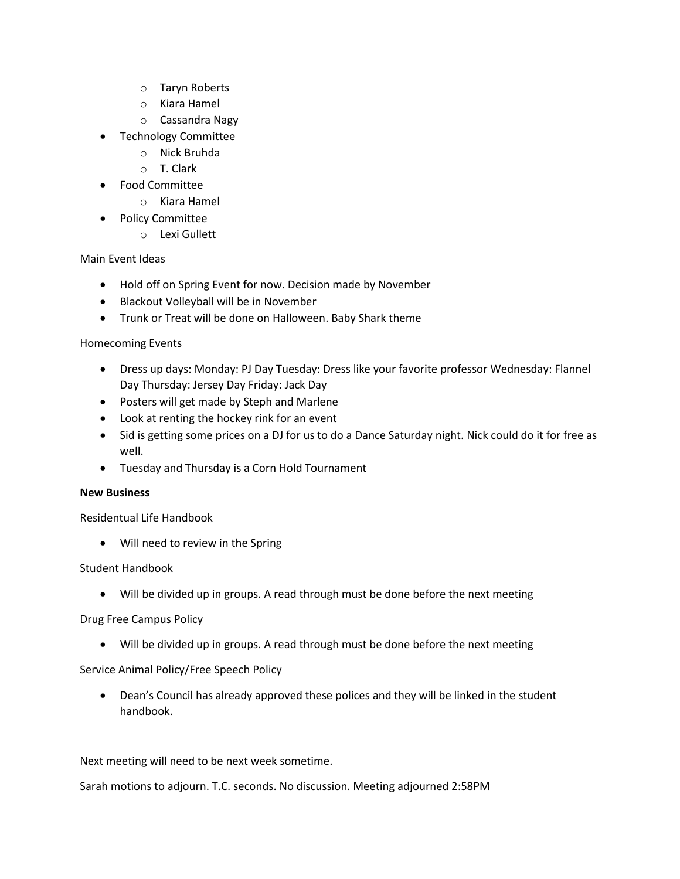- Taryn Roberts
  - Kiara Hamel
  - Cassandra Nagy
- Technology Committee
  - Nick Bruhda
  - T. Clark
- Food Committee
  - Kiara Hamel
- Policy Committee
  - Lexi Gullett

Main Event Ideas

- Hold off on Spring Event for now. Decision made by November
- Blackout Volleyball will be in November
- Trunk or Treat will be done on Halloween. Baby Shark theme

Homecoming Events

- Dress up days: Monday: PJ Day Tuesday: Dress like your favorite professor Wednesday: Flannel Day Thursday: Jersey Day Friday: Jack Day
- Posters will get made by Steph and Marlene
- Look at renting the hockey rink for an event
- Sid is getting some prices on a DJ for us to do a Dance Saturday night. Nick could do it for free as well.
- Tuesday and Thursday is a Corn Hold Tournament

**New Business**

Residentual Life Handbook

- Will need to review in the Spring

Student Handbook

- Will be divided up in groups. A read through must be done before the next meeting

Drug Free Campus Policy

- Will be divided up in groups. A read through must be done before the next meeting

Service Animal Policy/Free Speech Policy

- Dean's Council has already approved these polices and they will be linked in the student handbook.

Next meeting will need to be next week sometime.

Sarah motions to adjourn. T.C. seconds. No discussion. Meeting adjourned 2:58PM